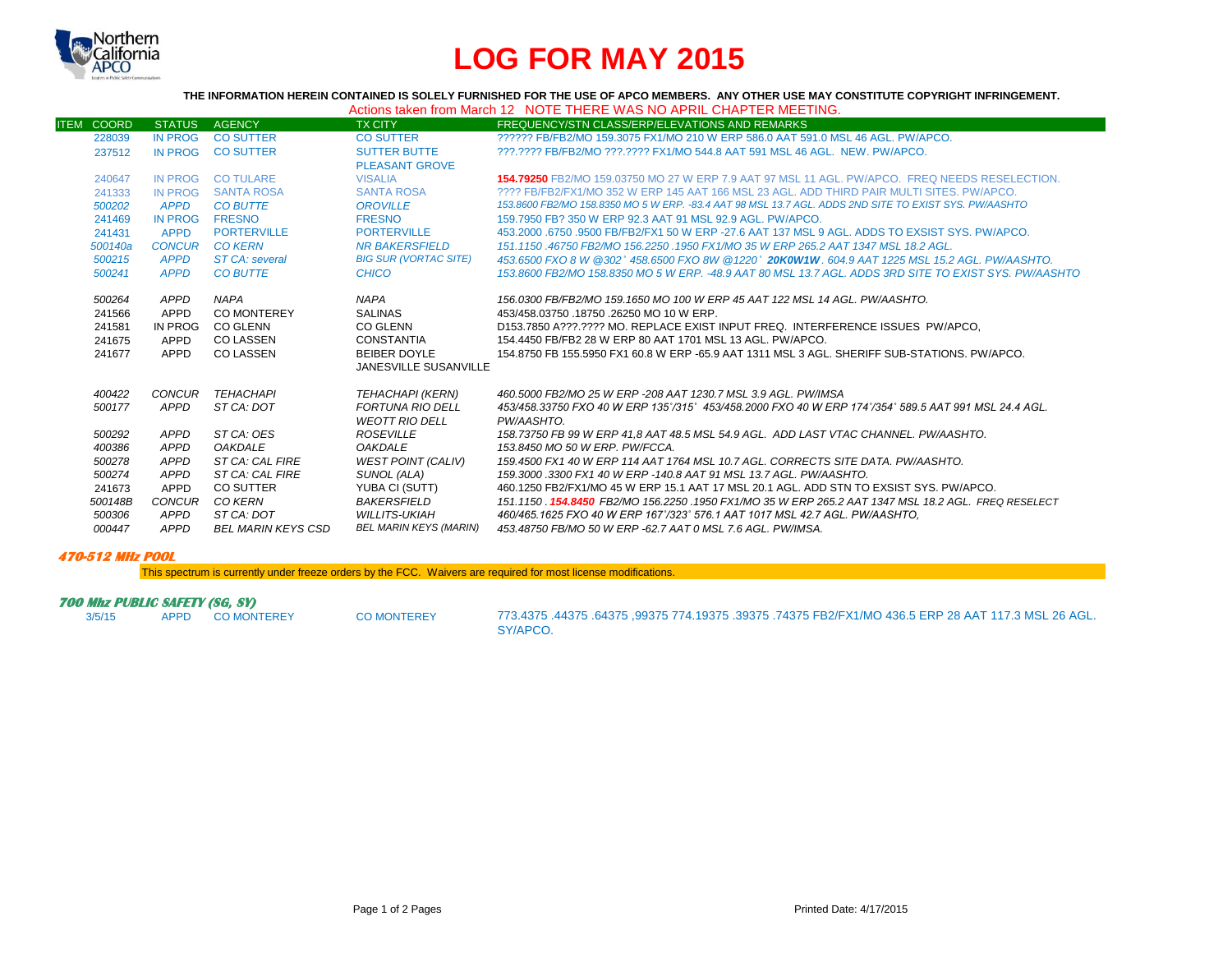# LOG FOR MAY 2015

**THE INFORMATION HEREIN CONTAINED IS SOLELY FURNISHED FOR THE USE OF APCO MEMBERS. ANY OTHER USE MAY CONSTITUTE COPYRIGHT INFRINGEMENT.**

Actions taken from March 12 NOTE THERE WAS NO APRIL CHAPTER MEETING.

| ITEM | COORD | STATUS | AGENCY | TX CITY | FREQUENCY/STN CLASS/ERP/ELEVATIONS AND REMARKS |
|---|---|---|---|---|---|
| | 228039 | IN PROG | CO SUTTER | CO SUTTER | ?????? FB/FB2/MO 159.3075 FX1/MO 210 W ERP 586.0 AAT 591.0 MSL 46 AGL. PW/APCO. |
| | 237512 | IN PROG | CO SUTTER | SUTTER BUTTE PLEASANT GROVE | ???.???? FB/FB2/MO ???.???? FX1/MO 544.8 AAT 591 MSL 46 AGL. NEW. PW/APCO. |
| | 240647 | IN PROG | CO TULARE | VISALIA | **154.79250** FB2/MO 159.03750 MO 27 W ERP 7.9 AAT 97 MSL 11 AGL. PW/APCO. FREQ NEEDS RESELECTION. |
| | 241333 | IN PROG | SANTA ROSA | SANTA ROSA | ???? FB/FB2/FX1/MO 352 W ERP 145 AAT 166 MSL 23 AGL. ADD THIRD PAIR MULTI SITES. PW/APCO. |
| | *500202* | *APPD* | *CO BUTTE* | *OROVILLE* | *153.8600 FB2/MO 158.8350 MO 5 W ERP. -83.4 AAT 98 MSL 13.7 AGL. ADDS 2ND SITE TO EXIST SYS. PW/AASHTO* |
| | 241469 | IN PROG | FRESNO | FRESNO | 159.7950 FB? 350 W ERP 92.3 AAT 91 MSL 92.9 AGL. PW/APCO. |
| | 241431 | APPD | PORTERVILLE | PORTERVILLE | 453.2000 .6750 .9500 FB/FB2/FX1 50 W ERP -27.6 AAT 137 MSL 9 AGL. ADDS TO EXSIST SYS. PW/APCO. |
| | *500140a* | *CONCUR* | *CO KERN* | *NR BAKERSFIELD* | *151.1150 .46750 FB2/MO 156.2250 .1950 FX1/MO 35 W ERP 265.2 AAT 1347 MSL 18.2 AGL.* |
| | *500215* | *APPD* | *ST CA: several* | *BIG SUR (VORTAC SITE)* | *453.6500 FXO 8 W @302° 458.6500 FXO 8W @1220°* ***20K0W1W*** *. 604.9 AAT 1225 MSL 15.2 AGL. PW/AASHTO.* |
| | *500241* | *APPD* | *CO BUTTE* | *CHICO* | *153.8600 FB2/MO 158.8350 MO 5 W ERP. -48.9 AAT 80 MSL 13.7 AGL. ADDS 3RD SITE TO EXIST SYS. PW/AASHTO* |
| | *500264* | *APPD* | *NAPA* | *NAPA* | *156.0300 FB/FB2/MO 159.1650 MO 100 W ERP 45 AAT 122 MSL 14 AGL. PW/AASHTO.* |
| | 241566 | APPD | CO MONTEREY | SALINAS | 453/458.03750 .18750 .26250 MO 10 W ERP. |
| | 241581 | IN PROG | CO GLENN | CO GLENN | D153.7850 A???.???? MO. REPLACE EXIST INPUT FREQ. INTERFERENCE ISSUES PW/APCO, |
| | 241675 | APPD | CO LASSEN | CONSTANTIA | 154.4450 FB/FB2 28 W ERP 80 AAT 1701 MSL 13 AGL. PW/APCO. |
| | 241677 | APPD | CO LASSEN | BEIBER DOYLE JANESVILLE SUSANVILLE | 154.8750 FB 155.5950 FX1 60.8 W ERP -65.9 AAT 1311 MSL 3 AGL. SHERIFF SUB-STATIONS. PW/APCO. |
| | *400422* | *CONCUR* | *TEHACHAPI* | *TEHACHAPI (KERN)* | *460.5000 FB2/MO 25 W ERP -208 AAT 1230.7 MSL 3.9 AGL. PW/IMSA* |
| | *500177* | *APPD* | *ST CA: DOT* | *FORTUNA RIO DELL WEOTT RIO DELL* | *453/458.33750 FXO 40 W ERP 135°/315° 453/458.2000 FXO 40 W ERP 174°/354° 589.5 AAT 991 MSL 24.4 AGL. PW/AASHTO.* |
| | *500292* | *APPD* | *ST CA: OES* | *ROSEVILLE* | *158.73750 FB 99 W ERP 41,8 AAT 48.5 MSL 54.9 AGL. ADD LAST VTAC CHANNEL. PW/AASHTO.* |
| | *400386* | *APPD* | *OAKDALE* | *OAKDALE* | *153.8450 MO 50 W ERP. PW/FCCA.* |
| | *500278* | *APPD* | *ST CA: CAL FIRE* | *WEST POINT (CALIV)* | *159.4500 FX1 40 W ERP 114 AAT 1764 MSL 10.7 AGL. CORRECTS SITE DATA. PW/AASHTO.* |
| | *500274* | *APPD* | *ST CA: CAL FIRE* | *SUNOL (ALA)* | *159.3000 .3300 FX1 40 W ERP -140.8 AAT 91 MSL 13.7 AGL. PW/AASHTO.* |
| | 241673 | APPD | CO SUTTER | YUBA CI (SUTT) | 460.1250 FB2/FX1/MO 45 W ERP 15.1 AAT 17 MSL 20.1 AGL. ADD STN TO EXSIST SYS. PW/APCO. |
| | *500148B* | *CONCUR* | *CO KERN* | *BAKERSFIELD* | *151.1150 .* ***154.8450*** *FB2/MO 156.2250 .1950 FX1/MO 35 W ERP 265.2 AAT 1347 MSL 18.2 AGL. FREQ RESELECT* |
| | *500306* | *APPD* | *ST CA: DOT* | *WILLITS-UKIAH* | *460/465.1625 FXO 40 W ERP 167°/323° 576.1 AAT 1017 MSL 42.7 AGL. PW/AASHTO,* |
| | *000447* | *APPD* | *BEL MARIN KEYS CSD* | *BEL MARIN KEYS (MARIN)* | *453.48750 FB/MO 50 W ERP -62.7 AAT 0 MSL 7.6 AGL. PW/IMSA.* |

### 470-512 MHz POOL

This spectrum is currently under freeze orders by the FCC. Waivers are required for most license modifications.

### 700 Mhz PUBLIC SAFETY (SG, SY)

| | | | | |
|---|---|---|---|---|
| 3/5/15 | APPD | CO MONTEREY | CO MONTEREY | 773.4375 .44375 .64375 ,99375 774.19375 .39375 .74375 FB2/FX1/MO 436.5 ERP 28 AAT 117.3 MSL 26 AGL. SY/APCO. |

Printed Date: 4/17/2015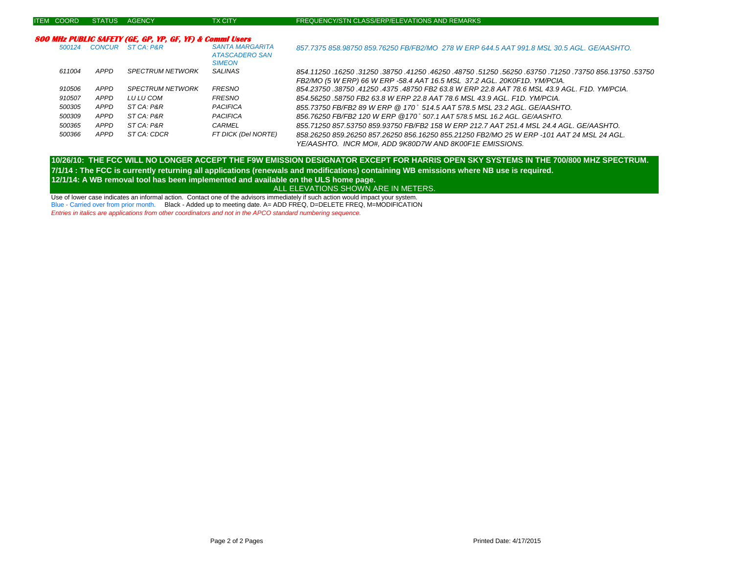| ITEM | COORD | STATUS | AGENCY | TX CITY | FREQUENCY/STN CLASS/ERP/ELEVATIONS AND REMARKS |
|---|---|---|---|---|---|
| ***800 MHz PUBLIC SAFETY (GE, GP, YP, GF, YF) & Comml Users*** | | | | | |
| | *500124* | *CONCUR* | *ST CA: P&R* | *SANTA MARGARITA ATASCADERO SAN SIMEON* | *857.7375 858.98750 859.76250 FB/FB2/MO 278 W ERP 644.5 AAT 991.8 MSL 30.5 AGL. GE/AASHTO.* |
| | *611004* | *APPD* | *SPECTRUM NETWORK* | *SALINAS* | *854.11250 .16250 .31250 .38750 .41250 .46250 .48750 .51250 .56250 .63750 .71250 .73750 856.13750 .53750 FB2/MO (5 W ERP) 66 W ERP -58.4 AAT 16.5 MSL 37.2 AGL. 20K0F1D. YM/PCIA.* |
| | *910506* | *APPD* | *SPECTRUM NETWORK* | *FRESNO* | *854.23750 .38750 .41250 .4375 .48750 FB2 63.8 W ERP 22.8 AAT 78.6 MSL 43.9 AGL. F1D. YM/PCIA.* |
| | *910507* | *APPD* | *LU LU COM* | *FRESNO* | *854.56250 .58750 FB2 63.8 W ERP 22.8 AAT 78.6 MSL 43.9 AGL. F1D. YM/PCIA.* |
| | *500305* | *APPD* | *ST CA: P&R* | *PACIFICA* | *855.73750 FB/FB2 89 W ERP @ 170˚ 514.5 AAT 578.5 MSL 23.2 AGL. GE/AASHTO.* |
| | *500309* | *APPD* | *ST CA: P&R* | *PACIFICA* | *856.76250 FB/FB2 120 W ERP @170˚ 507.1 AAT 578.5 MSL 16.2 AGL. GE/AASHTO.* |
| | *500365* | *APPD* | *ST CA: P&R* | *CARMEL* | *855.71250 857.53750 859.93750 FB/FB2 158 W ERP 212.7 AAT 251.4 MSL 24.4 AGL. GE/AASHTO.* |
| | *500366* | *APPD* | *ST CA: CDCR* | *FT DICK (Del NORTE)* | *858.26250 859.26250 857.26250 856.16250 855.21250 FB2/MO 25 W ERP -101 AAT 24 MSL 24 AGL. YE/AASHTO. INCR MO#, ADD 9K80D7W AND 8K00F1E EMISSIONS.* |

**10/26/10: THE FCC WILL NO LONGER ACCEPT THE F9W EMISSION DESIGNATOR EXCEPT FOR HARRIS OPEN SKY SYSTEMS IN THE 700/800 MHZ SPECTRUM.**
**7/1/14 : The FCC is currently returning all applications (renewals and modifications) containing WB emissions where NB use is required.**
**12/1/14: A WB removal tool has been implemented and available on the ULS home page.**

ALL ELEVATIONS SHOWN ARE IN METERS.

Use of lower case indicates an informal action. Contact one of the advisors immediately if such action would impact your system.

Blue - Carried over from prior month. Black - Added up to meeting date. A= ADD FREQ, D=DELETE FREQ, M=MODIFICATION

*Entries in italics are applications from other coordinators and not in the APCO standard numbering sequence.*

Printed Date: 4/17/2015